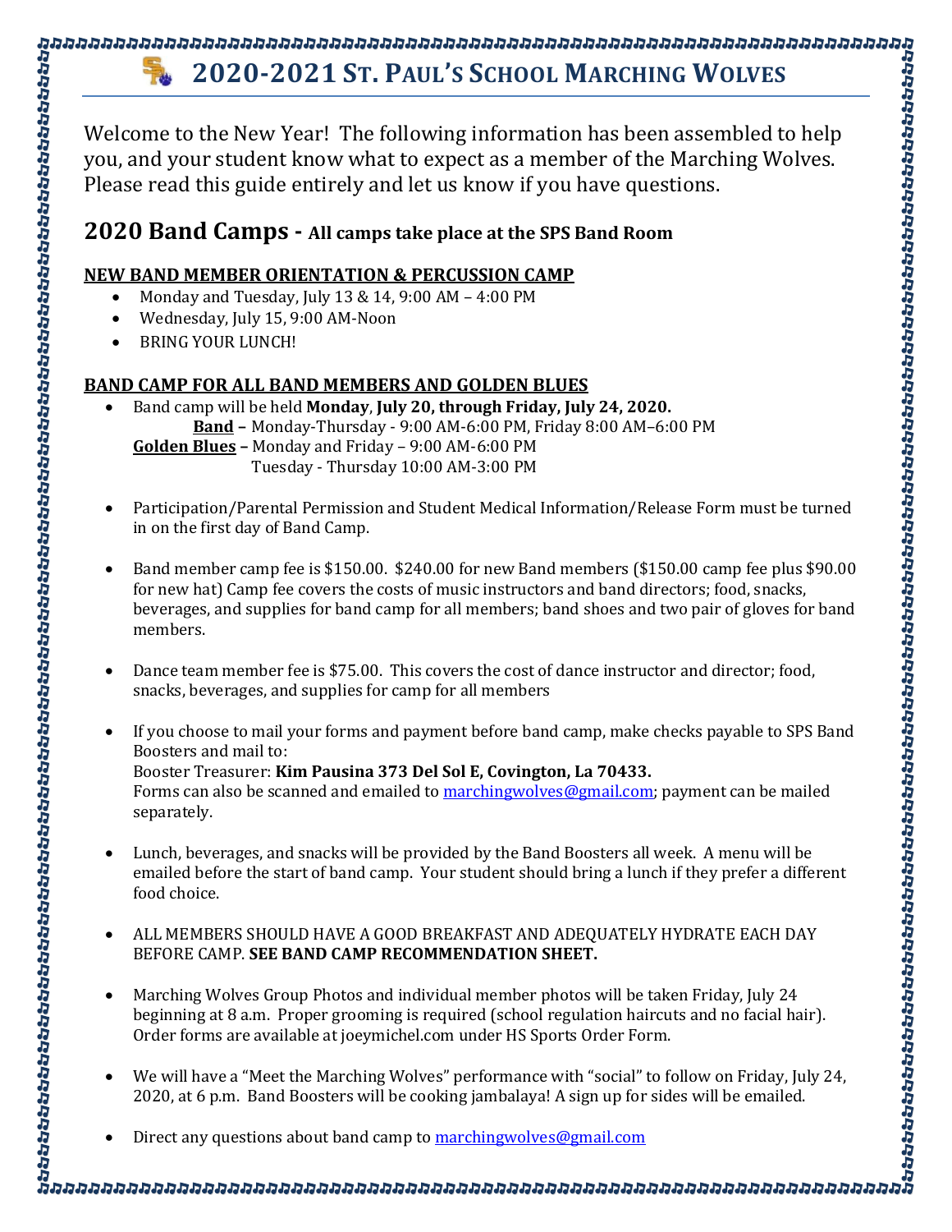# 2020-2021 St. Paul's School Marching Wolves

Welcome to the New Year! The following information has been assembled to help you, and your student know what to expect as a member of the Marching Wolves. Please read this guide entirely and let us know if you have questions.

## 2020 Band Camps - All camps take place at the SPS Band Room

### NEW BAND MEMBER ORIENTATION & PERCUSSION CAMP

- Monday and Tuesday, July 13 & 14, 9:00 AM – 4:00 PM
- Wednesday, July 15, 9:00 AM-Noon
- BRING YOUR LUNCH!

### BAND CAMP FOR ALL BAND MEMBERS AND GOLDEN BLUES

- Band camp will be held **Monday, July 20, through Friday, July 24, 2020.**
  - **Band –** Monday-Thursday - 9:00 AM-6:00 PM, Friday 8:00 AM–6:00 PM
  - **Golden Blues –** Monday and Friday – 9:00 AM-6:00 PM
    Tuesday - Thursday 10:00 AM-3:00 PM

- Participation/Parental Permission and Student Medical Information/Release Form must be turned in on the first day of Band Camp.

- Band member camp fee is $150.00. $240.00 for new Band members ($150.00 camp fee plus $90.00 for new hat) Camp fee covers the costs of music instructors and band directors; food, snacks, beverages, and supplies for band camp for all members; band shoes and two pair of gloves for band members.

- Dance team member fee is $75.00. This covers the cost of dance instructor and director; food, snacks, beverages, and supplies for camp for all members

- If you choose to mail your forms and payment before band camp, make checks payable to SPS Band Boosters and mail to:
  Booster Treasurer: **Kim Pausina 373 Del Sol E, Covington, La 70433.**
  Forms can also be scanned and emailed to marchingwolves@gmail.com; payment can be mailed separately.

- Lunch, beverages, and snacks will be provided by the Band Boosters all week. A menu will be emailed before the start of band camp. Your student should bring a lunch if they prefer a different food choice.

- ALL MEMBERS SHOULD HAVE A GOOD BREAKFAST AND ADEQUATELY HYDRATE EACH DAY BEFORE CAMP. **SEE BAND CAMP RECOMMENDATION SHEET.**

- Marching Wolves Group Photos and individual member photos will be taken Friday, July 24 beginning at 8 a.m. Proper grooming is required (school regulation haircuts and no facial hair). Order forms are available at joeymichel.com under HS Sports Order Form.

- We will have a "Meet the Marching Wolves" performance with "social" to follow on Friday, July 24, 2020, at 6 p.m. Band Boosters will be cooking jambalaya! A sign up for sides will be emailed.

- Direct any questions about band camp to marchingwolves@gmail.com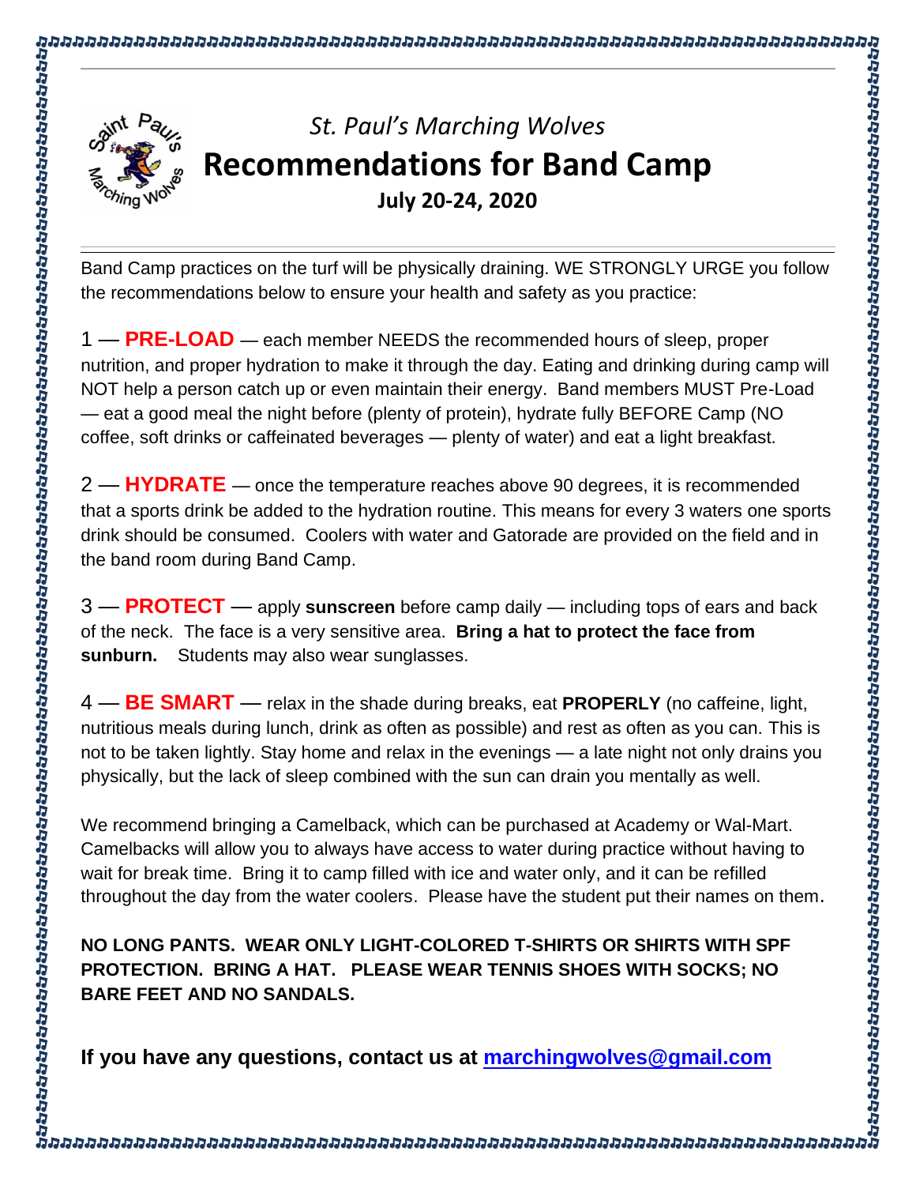*St. Paul's Marching Wolves*

# Recommendations for Band Camp

**July 20-24, 2020**

Band Camp practices on the turf will be physically draining. WE STRONGLY URGE you follow the recommendations below to ensure your health and safety as you practice:

1 — **PRE-LOAD** — each member NEEDS the recommended hours of sleep, proper nutrition, and proper hydration to make it through the day. Eating and drinking during camp will NOT help a person catch up or even maintain their energy. Band members MUST Pre-Load — eat a good meal the night before (plenty of protein), hydrate fully BEFORE Camp (NO coffee, soft drinks or caffeinated beverages — plenty of water) and eat a light breakfast.

2 — **HYDRATE** — once the temperature reaches above 90 degrees, it is recommended that a sports drink be added to the hydration routine. This means for every 3 waters one sports drink should be consumed. Coolers with water and Gatorade are provided on the field and in the band room during Band Camp.

3 — **PROTECT** — apply **sunscreen** before camp daily — including tops of ears and back of the neck. The face is a very sensitive area. **Bring a hat to protect the face from sunburn.** Students may also wear sunglasses.

4 — **BE SMART** — relax in the shade during breaks, eat **PROPERLY** (no caffeine, light, nutritious meals during lunch, drink as often as possible) and rest as often as you can. This is not to be taken lightly. Stay home and relax in the evenings — a late night not only drains you physically, but the lack of sleep combined with the sun can drain you mentally as well.

We recommend bringing a Camelback, which can be purchased at Academy or Wal-Mart. Camelbacks will allow you to always have access to water during practice without having to wait for break time. Bring it to camp filled with ice and water only, and it can be refilled throughout the day from the water coolers. Please have the student put their names on them.

**NO LONG PANTS. WEAR ONLY LIGHT-COLORED T-SHIRTS OR SHIRTS WITH SPF PROTECTION. BRING A HAT. PLEASE WEAR TENNIS SHOES WITH SOCKS; NO BARE FEET AND NO SANDALS.**

**If you have any questions, contact us at [marchingwolves@gmail.com](mailto:marchingwolves@gmail.com)**